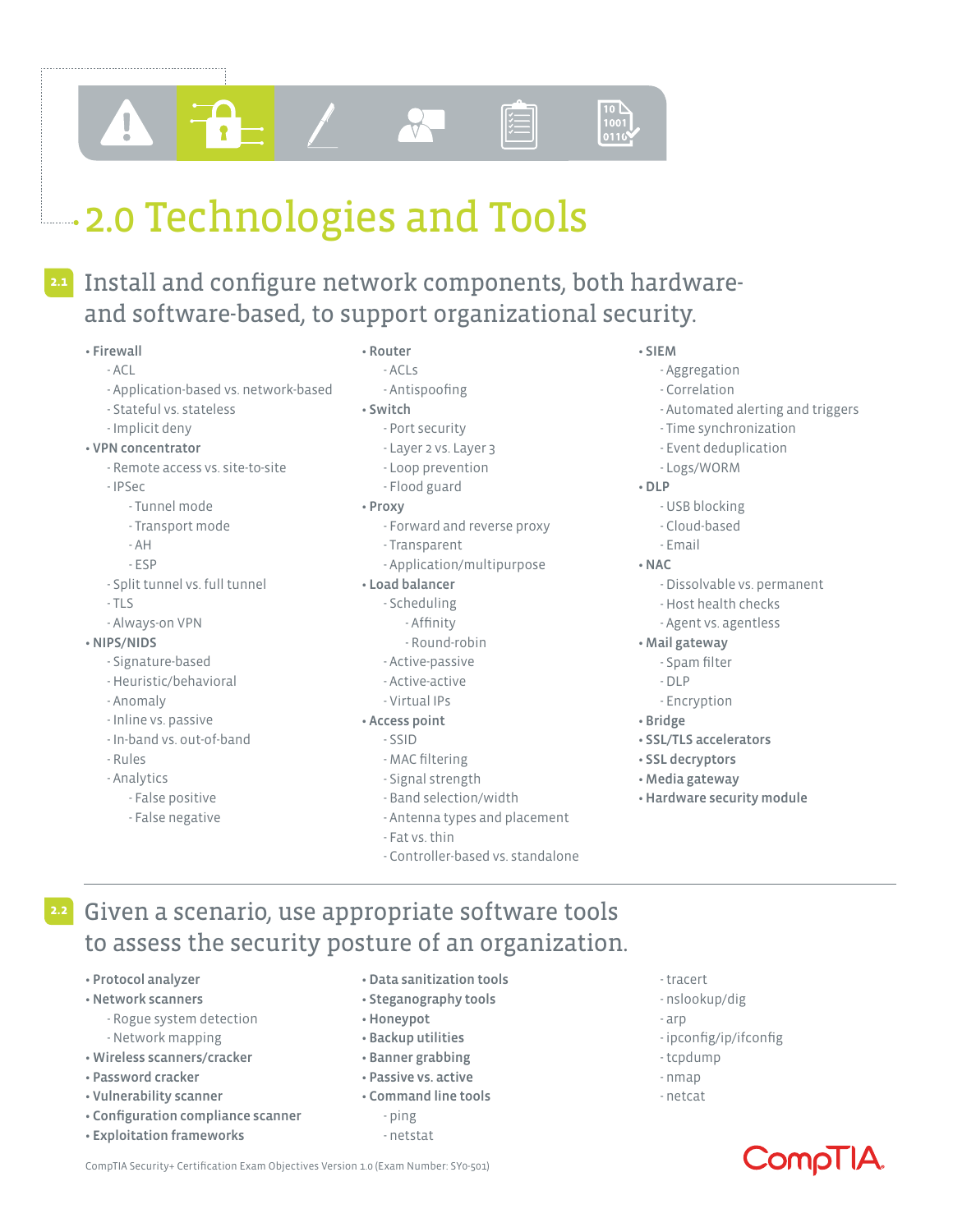# 2.0 Technologies and Tools

## 2.1 Install and configure network components, both hardware- and software-based, to support organizational security.

- **Firewall**
  - ACL
  - Application-based vs. network-based
  - Stateful vs. stateless
  - Implicit deny
- **VPN concentrator**
  - Remote access vs. site-to-site
  - IPSec
    - Tunnel mode
    - Transport mode
    - AH
    - ESP
  - Split tunnel vs. full tunnel
  - TLS
  - Always-on VPN
- **NIPS/NIDS**
  - Signature-based
  - Heuristic/behavioral
  - Anomaly
  - Inline vs. passive
  - In-band vs. out-of-band
  - Rules
  - Analytics
    - False positive
    - False negative
- **Router**
  - ACLs
  - Antispoofing
- **Switch**
  - Port security
  - Layer 2 vs. Layer 3
  - Loop prevention
  - Flood guard
- **Proxy**
  - Forward and reverse proxy
  - Transparent
  - Application/multipurpose
- **Load balancer**
  - Scheduling
    - Affinity
    - Round-robin
  - Active-passive
  - Active-active
  - Virtual IPs
- **Access point**
  - SSID
  - MAC filtering
  - Signal strength
  - Band selection/width
  - Antenna types and placement
  - Fat vs. thin
  - Controller-based vs. standalone
- **SIEM**
  - Aggregation
  - Correlation
  - Automated alerting and triggers
  - Time synchronization
  - Event deduplication
  - Logs/WORM
- **DLP**
  - USB blocking
  - Cloud-based
  - Email
- **NAC**
  - Dissolvable vs. permanent
  - Host health checks
  - Agent vs. agentless
- **Mail gateway**
  - Spam filter
  - DLP
  - Encryption
- **Bridge**
- **SSL/TLS accelerators**
- **SSL decryptors**
- **Media gateway**
- **Hardware security module**

## 2.2 Given a scenario, use appropriate software tools to assess the security posture of an organization.

- **Protocol analyzer**
- **Network scanners**
  - Rogue system detection
  - Network mapping
- **Wireless scanners/cracker**
- **Password cracker**
- **Vulnerability scanner**
- **Configuration compliance scanner**
- **Exploitation frameworks**
- **Data sanitization tools**
- **Steganography tools**
- **Honeypot**
- **Backup utilities**
- **Banner grabbing**
- **Passive vs. active**
- **Command line tools**
  - ping
  - netstat
  - tracert
  - nslookup/dig
  - arp
  - ipconfig/ip/ifconfig
  - tcpdump
  - nmap
  - netcat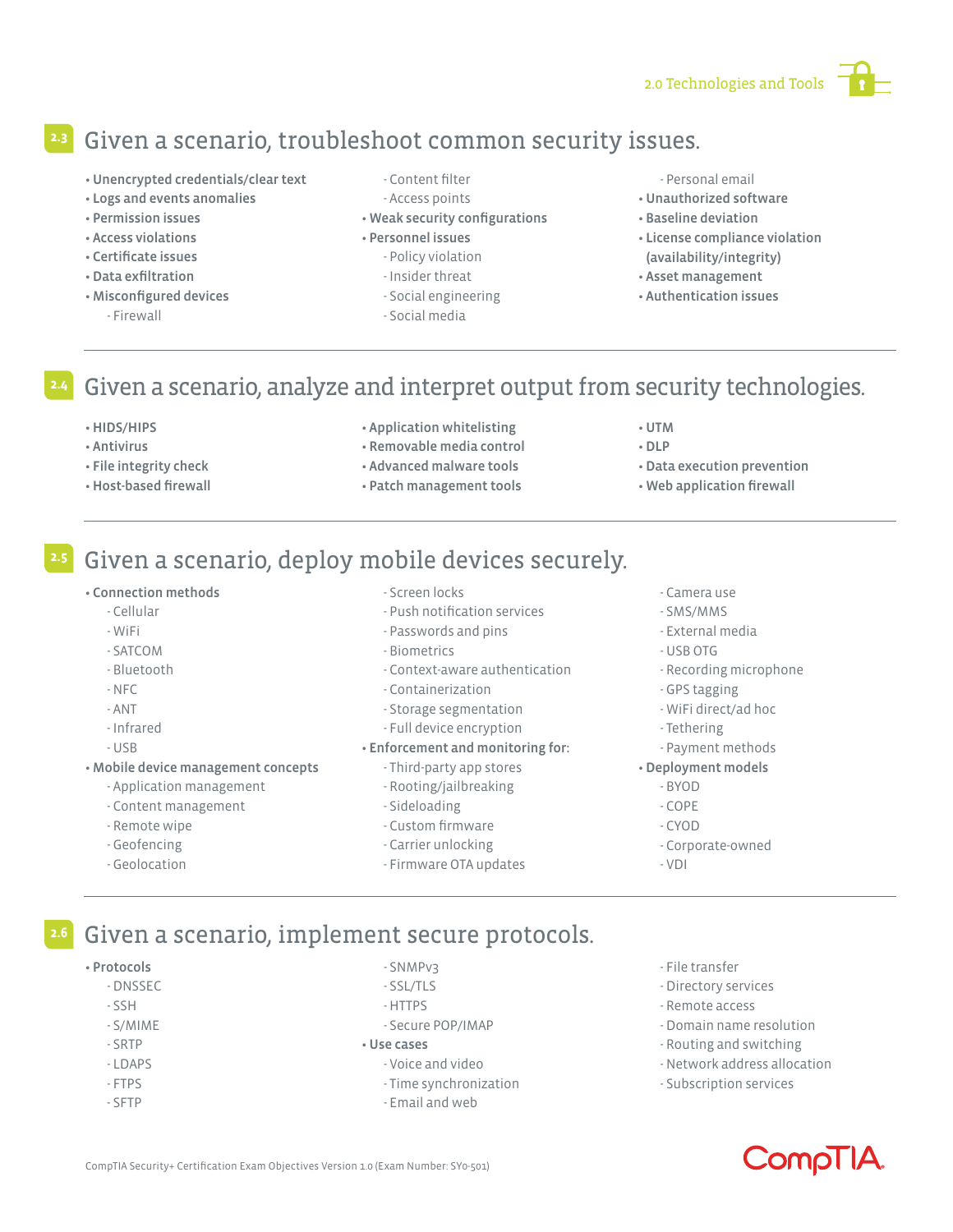## 2.3 Given a scenario, troubleshoot common security issues.

- **Unencrypted credentials/clear text**
- **Logs and events anomalies**
- **Permission issues**
- **Access violations**
- **Certificate issues**
- **Data exfiltration**
- **Misconfigured devices**
  - Firewall
  - Content filter
  - Access points
- **Weak security configurations**
- **Personnel issues**
  - Policy violation
  - Insider threat
  - Social engineering
  - Social media
  - Personal email
- **Unauthorized software**
- **Baseline deviation**
- **License compliance violation (availability/integrity)**
- **Asset management**
- **Authentication issues**

## 2.4 Given a scenario, analyze and interpret output from security technologies.

- **HIDS/HIPS**
- **Antivirus**
- **File integrity check**
- **Host-based firewall**
- **Application whitelisting**
- **Removable media control**
- **Advanced malware tools**
- **Patch management tools**
- **UTM**
- **DLP**
- **Data execution prevention**
- **Web application firewall**

## 2.5 Given a scenario, deploy mobile devices securely.

- **Connection methods**
  - Cellular
  - WiFi
  - SATCOM
  - Bluetooth
  - NFC
  - ANT
  - Infrared
  - USB
- **Mobile device management concepts**
  - Application management
  - Content management
  - Remote wipe
  - Geofencing
  - Geolocation
  - Screen locks
  - Push notification services
  - Passwords and pins
  - Biometrics
  - Context-aware authentication
  - Containerization
  - Storage segmentation
  - Full device encryption
- **Enforcement and monitoring for:**
  - Third-party app stores
  - Rooting/jailbreaking
  - Sideloading
  - Custom firmware
  - Carrier unlocking
  - Firmware OTA updates
  - Camera use
  - SMS/MMS
  - External media
  - USB OTG
  - Recording microphone
  - GPS tagging
  - WiFi direct/ad hoc
  - Tethering
  - Payment methods
- **Deployment models**
  - BYOD
  - COPE
  - CYOD
  - Corporate-owned
  - VDI

## 2.6 Given a scenario, implement secure protocols.

- **Protocols**
  - DNSSEC
  - SSH
  - S/MIME
  - SRTP
  - LDAPS
  - FTPS
  - SFTP
  - SNMPv3
  - SSL/TLS
  - HTTPS
  - Secure POP/IMAP
- **Use cases**
  - Voice and video
  - Time synchronization
  - Email and web
  - File transfer
  - Directory services
  - Remote access
  - Domain name resolution
  - Routing and switching
  - Network address allocation
  - Subscription services